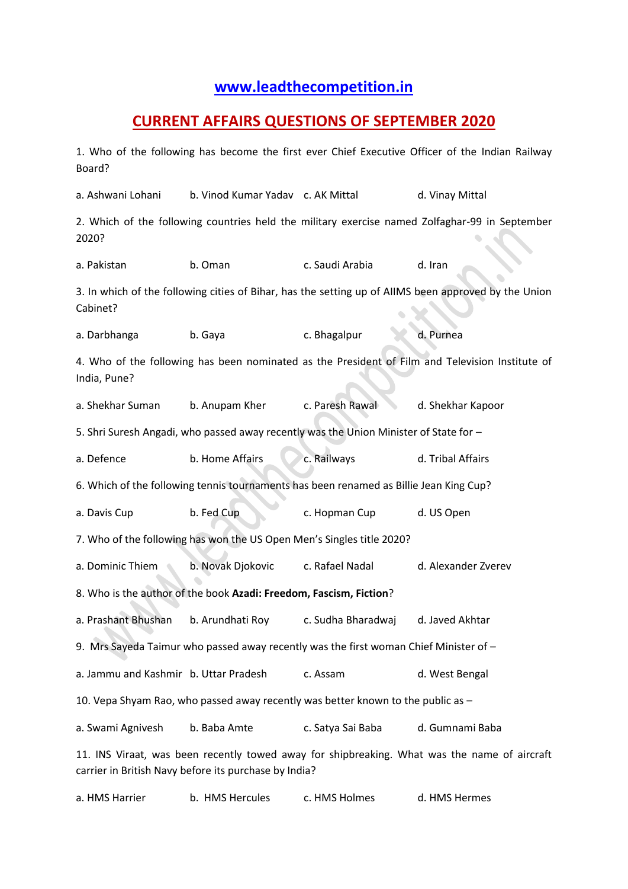# [www.leadthecompetition.in](http://www.leadthecompetition.in)

## CURRENT AFFAIRS QUESTIONS OF SEPTEMBER 2020

1. Who of the following has become the first ever Chief Executive Officer of the Indian Railway Board?

a. Ashwani Lohani  b. Vinod Kumar Yadav  c. AK Mittal  d. Vinay Mittal

2. Which of the following countries held the military exercise named Zolfaghar-99 in September 2020?

a. Pakistan  b. Oman  c. Saudi Arabia  d. Iran

3. In which of the following cities of Bihar, has the setting up of AIIMS been approved by the Union Cabinet?

a. Darbhanga  b. Gaya  c. Bhagalpur  d. Purnea

4. Who of the following has been nominated as the President of Film and Television Institute of India, Pune?

a. Shekhar Suman  b. Anupam Kher  c. Paresh Rawal  d. Shekhar Kapoor

5. Shri Suresh Angadi, who passed away recently was the Union Minister of State for –

a. Defence  b. Home Affairs  c. Railways  d. Tribal Affairs

6. Which of the following tennis tournaments has been renamed as Billie Jean King Cup?

a. Davis Cup  b. Fed Cup  c. Hopman Cup  d. US Open

7. Who of the following has won the US Open Men's Singles title 2020?

a. Dominic Thiem  b. Novak Djokovic  c. Rafael Nadal  d. Alexander Zverev

8. Who is the author of the book **Azadi: Freedom, Fascism, Fiction**?

a. Prashant Bhushan  b. Arundhati Roy  c. Sudha Bharadwaj  d. Javed Akhtar

9. Mrs Sayeda Taimur who passed away recently was the first woman Chief Minister of –

a. Jammu and Kashmir  b. Uttar Pradesh  c. Assam  d. West Bengal

10. Vepa Shyam Rao, who passed away recently was better known to the public as –

a. Swami Agnivesh  b. Baba Amte  c. Satya Sai Baba  d. Gumnami Baba

11. INS Viraat, was been recently towed away for shipbreaking. What was the name of aircraft carrier in British Navy before its purchase by India?

a. HMS Harrier  b. HMS Hercules  c. HMS Holmes  d. HMS Hermes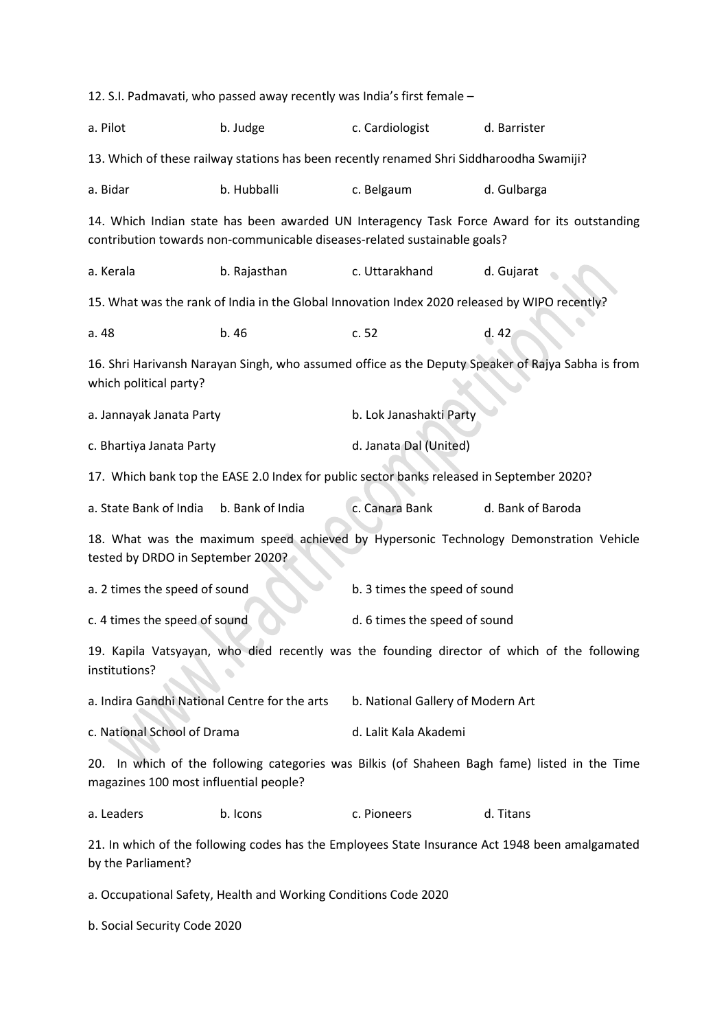12. S.I. Padmavati, who passed away recently was India's first female –

a. Pilot b. Judge c. Cardiologist d. Barrister

13. Which of these railway stations has been recently renamed Shri Siddharoodha Swamiji?

a. Bidar b. Hubballi c. Belgaum d. Gulbarga

14. Which Indian state has been awarded UN Interagency Task Force Award for its outstanding contribution towards non-communicable diseases-related sustainable goals?

a. Kerala b. Rajasthan c. Uttarakhand d. Gujarat

15. What was the rank of India in the Global Innovation Index 2020 released by WIPO recently?

a. 48 b. 46 c. 52 d. 42

16. Shri Harivansh Narayan Singh, who assumed office as the Deputy Speaker of Rajya Sabha is from which political party?

a. Jannayak Janata Party

b. Lok Janashakti Party

c. Bhartiya Janata Party

d. Janata Dal (United)

17. Which bank top the EASE 2.0 Index for public sector banks released in September 2020?

a. State Bank of India b. Bank of India c. Canara Bank d. Bank of Baroda

18. What was the maximum speed achieved by Hypersonic Technology Demonstration Vehicle tested by DRDO in September 2020?

a. 2 times the speed of sound

b. 3 times the speed of sound

c. 4 times the speed of sound

d. 6 times the speed of sound

19. Kapila Vatsyayan, who died recently was the founding director of which of the following institutions?

a. Indira Gandhi National Centre for the arts

b. National Gallery of Modern Art

c. National School of Drama

d. Lalit Kala Akademi

20. In which of the following categories was Bilkis (of Shaheen Bagh fame) listed in the Time magazines 100 most influential people?

a. Leaders b. Icons c. Pioneers d. Titans

21. In which of the following codes has the Employees State Insurance Act 1948 been amalgamated by the Parliament?

a. Occupational Safety, Health and Working Conditions Code 2020

b. Social Security Code 2020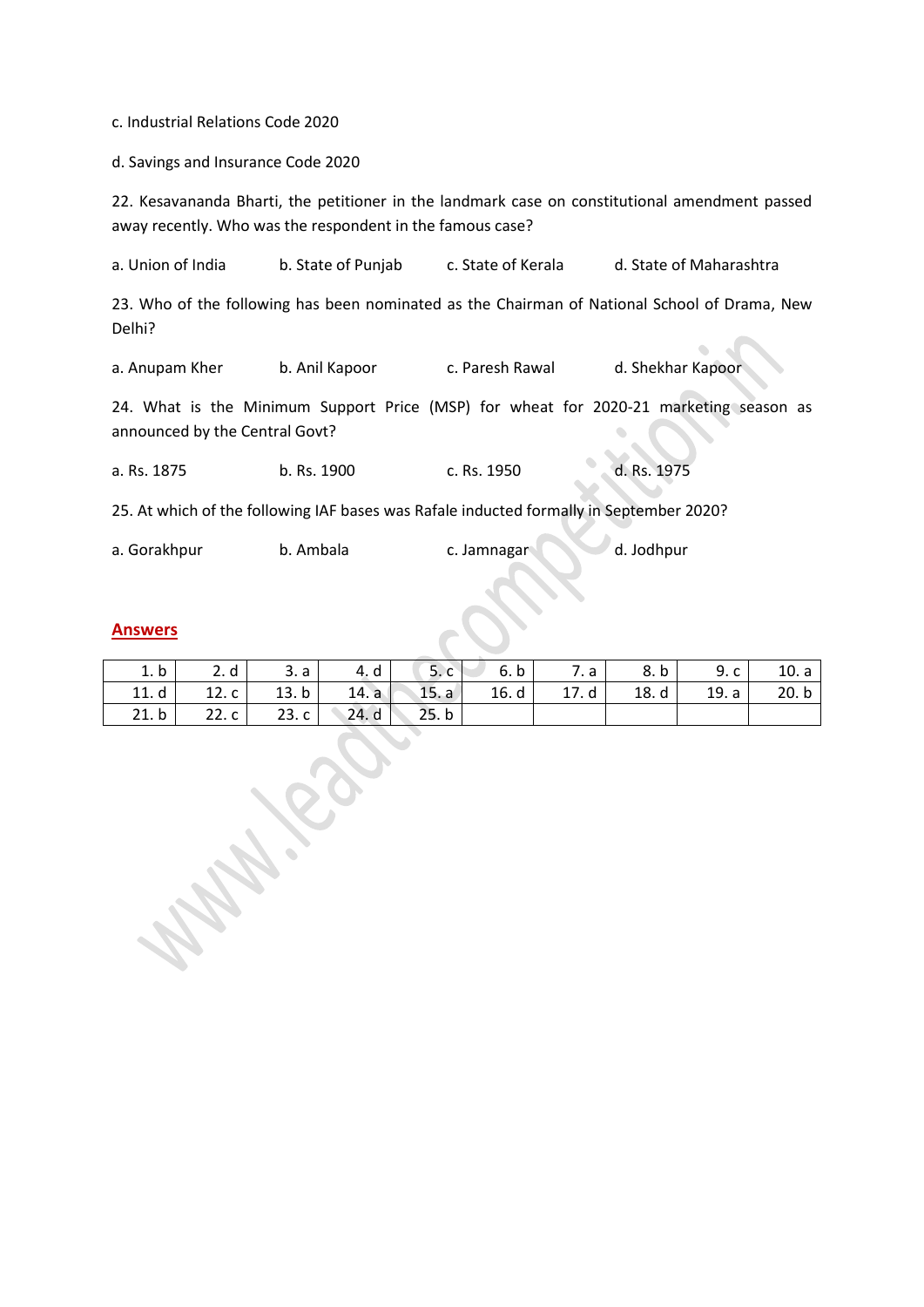c. Industrial Relations Code 2020

d. Savings and Insurance Code 2020

22. Kesavananda Bharti, the petitioner in the landmark case on constitutional amendment passed away recently. Who was the respondent in the famous case?

a. Union of India b. State of Punjab c. State of Kerala d. State of Maharashtra

23. Who of the following has been nominated as the Chairman of National School of Drama, New Delhi?

a. Anupam Kher b. Anil Kapoor c. Paresh Rawal d. Shekhar Kapoor

24. What is the Minimum Support Price (MSP) for wheat for 2020-21 marketing season as announced by the Central Govt?

a. Rs. 1875 b. Rs. 1900 c. Rs. 1950 d. Rs. 1975

25. At which of the following IAF bases was Rafale inducted formally in September 2020?

a. Gorakhpur b. Ambala c. Jamnagar d. Jodhpur

## Answers

| | | | | | | | | | |
|---|---|---|---|---|---|---|---|---|---|
| 1. b | 2. d | 3. a | 4. d | 5. c | 6. b | 7. a | 8. b | 9. c | 10. a |
| 11. d | 12. c | 13. b | 14. a | 15. a | 16. d | 17. d | 18. d | 19. a | 20. b |
| 21. b | 22. c | 23. c | 24. d | 25. b | | | | | |